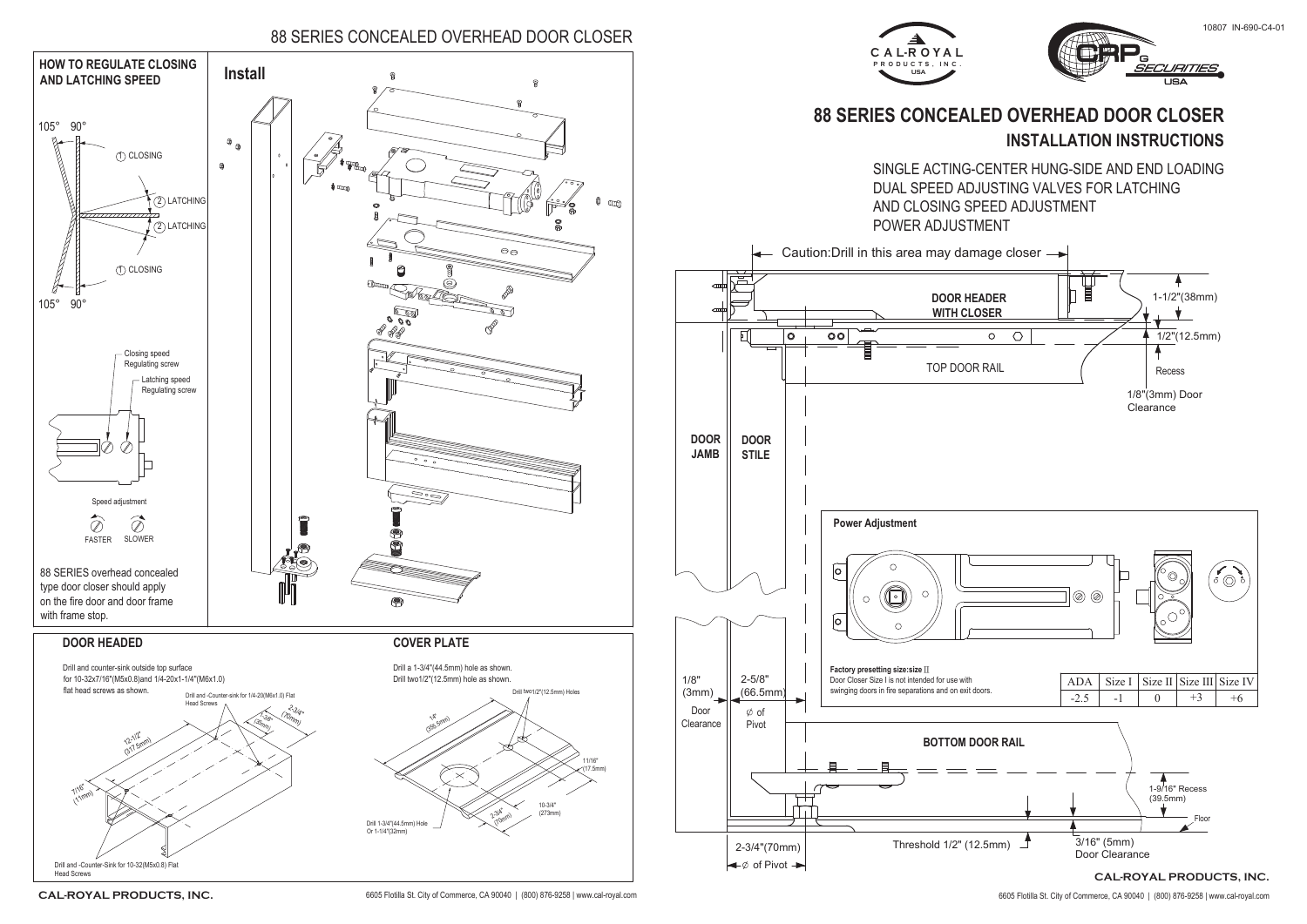# 88 SERIES CONCEALED OVERHEAD DOOR CLOSER

10807 IN-690-C4-01

CAL-ROYAL PRODUCTS, INC. USA

CRP SECURITIES USA

## HOW TO REGULATE CLOSING AND LATCHING SPEED

105° 90°

① CLOSING

② LATCHING

② LATCHING

① CLOSING

105° 90°

Closing speed Regulating screw

Latching speed Regulating screw

Speed adjustment

FASTER SLOWER

88 SERIES overhead concealed type door closer should apply on the fire door and door frame with frame stop.

## Install

## DOOR HEADED

Drill and counter-sink outside top surface for 10-32x7/16"(M5x0.8)and 1/4-20x1-1/4"(M6x1.0) flat head screws as shown.

Drill and -Counter-sink for 1/4-20(M6x1.0) Flat Head Screws

2-3/4" (70mm)

1-3/8" (35mm)

12-1/2" (317.5mm)

7/16" (11mm)

Drill and -Counter-Sink for 10-32(M5x0.8) Flat Head Screws

## COVER PLATE

Drill a 1-3/4"(44.5mm) hole as shown.
Drill two1/2"(12.5mm) hole as shown.

Drill two1/2"(12.5mm) Holes

14" (355.6mm)

11/16" (17.5mm)

10-3/4" (273mm)

2-3/4" (70mm)

Drill 1-3/4"(44.5mm) Hole Or 1-1/4"(32mm)

# 88 SERIES CONCEALED OVERHEAD DOOR CLOSER

## INSTALLATION INSTRUCTIONS

SINGLE ACTING-CENTER HUNG-SIDE AND END LOADING
DUAL SPEED ADJUSTING VALVES FOR LATCHING AND CLOSING SPEED ADJUSTMENT
POWER ADJUSTMENT

Caution:Drill in this area may damage closer

DOOR HEADER WITH CLOSER

1-1/2"(38mm)

1/2"(12.5mm)

Recess

TOP DOOR RAIL

1/8"(3mm) Door Clearance

DOOR JAMB

DOOR STILE

**Power Adjustment**

Factory presetting size:size II
Door Closer Size I is not intended for use with swinging doors in fire separations and on exit doors.

| ADA | Size I | Size II | Size III | Size IV |
|---|---|---|---|---|
| -2.5 | -1 | 0 | +3 | +6 |

1/8" (3mm) Door Clearance

2-5/8" (66.5mm) ∅ of Pivot

BOTTOM DOOR RAIL

1-9/16" Recess (39.5mm)

Floor

Threshold 1/2" (12.5mm)

3/16" (5mm) Door Clearance

2-3/4"(70mm) ∅ of Pivot

CAL-ROYAL PRODUCTS, INC.

6605 Flotilla St. City of Commerce, CA 90040 | (800) 876-9258 | www.cal-royal.com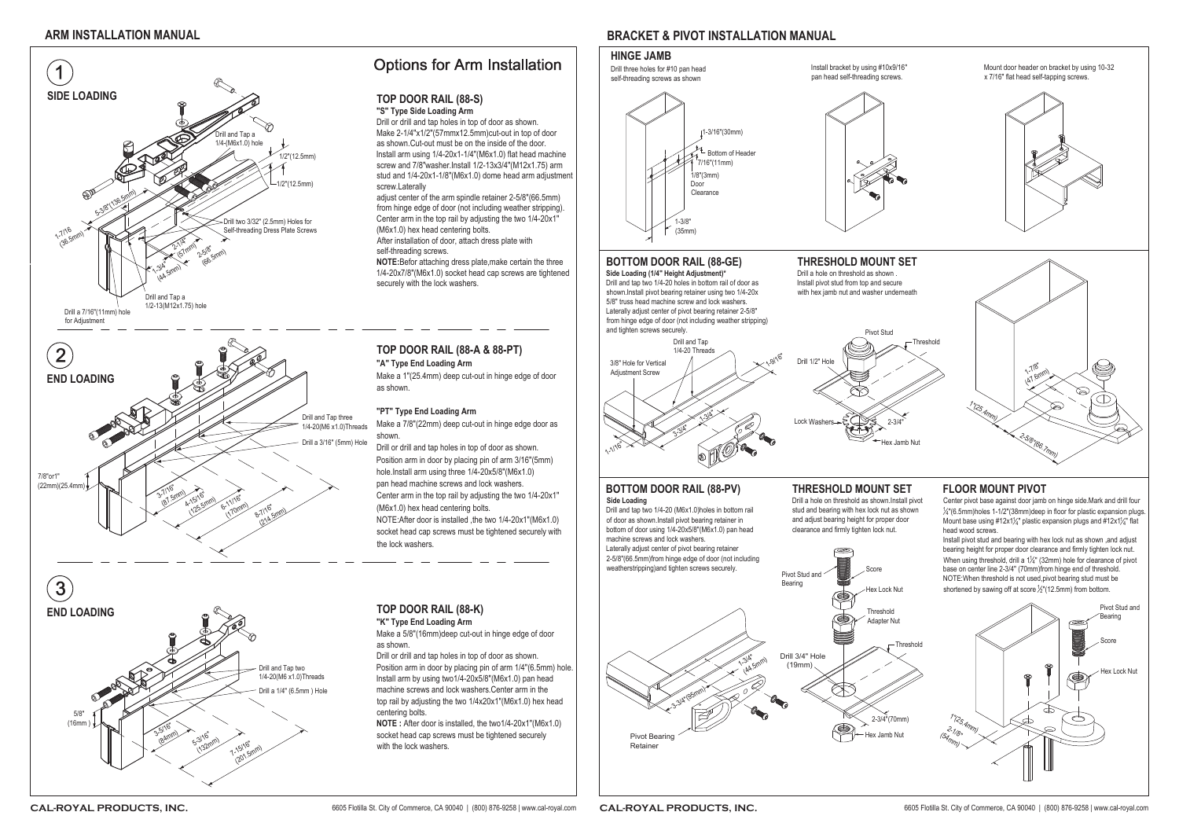## ARM INSTALLATION MANUAL

# Options for Arm Installation

### 1 SIDE LOADING

Drill and Tap a 1/4-(M6x1.0) hole

1/2"(12.5mm)

1/2"(12.5mm)

5-3/8"(136.5mm)

1-7/16 (36.5mm)

Drill two 3/32" (2.5mm) Holes for Self-threading Dress Plate Screws

2-1/4" (57mm)

2-5/8" (66.5mm)

1-3/4" (44.5mm)

Drill and Tap a 1/2-13(M12x1.75) hole

Drill a 7/16"(11mm) hole for Adjustment

### TOP DOOR RAIL (88-S)

**"S" Type Side Loading Arm**

Drill or drill and tap holes in top of door as shown. Make 2-1/4"x1/2"(57mmx12.5mm)cut-out in top of door as shown.Cut-out must be on the inside of the door. Install arm using 1/4-20x1-1/4"(M6x1.0) flat head machine screw and 7/8"washer.Install 1/2-13x3/4"(M12x1.75) arm stud and 1/4-20x1-1/8"(M6x1.0) dome head arm adjustment screw.Laterally adjust center of the arm spindle retainer 2-5/8"(66.5mm) from hinge edge of door (not including weather stripping). Center arm in the top rail by adjusting the two 1/4-20x1" (M6x1.0) hex head centering bolts.

After installation of door, attach dress plate with self-threading screws.

**NOTE:**Befor attaching dress plate,make certain the three 1/4-20x7/8"(M6x1.0) socket head cap screws are tightened securely with the lock washers.

### 2 END LOADING

Drill and Tap three 1/4-20(M6 x1.0)Threads

Drill a 3/16" (5mm) Hole

7/8"or1" (22mm)(25.4mm)

3-7/16" (87.5mm)

4-15/16" (125.5mm)

6-11/16" (170mm)

8-7/16" (214.5mm)

### TOP DOOR RAIL (88-A & 88-PT)

**"A" Type End Loading Arm**

Make a 1"(25.4mm) deep cut-out in hinge edge of door as shown.

**"PT" Type End Loading Arm**

Make a 7/8"(22mm) deep cut-out in hinge edge door as shown.

Drill or drill and tap holes in top of door as shown. Position arm in door by placing pin of arm 3/16"(5mm) hole.Install arm using three 1/4-20x5/8"(M6x1.0) pan head machine screws and lock washers. Center arm in the top rail by adjusting the two 1/4-20x1" (M6x1.0) hex head centering bolts.

NOTE:After door is installed ,the two 1/4-20x1"(M6x1.0) socket head cap screws must be tightened securely with the lock washers.

### 3 END LOADING

Drill and Tap two 1/4-20(M6 x1.0)Threads

Drill a 1/4" (6.5mm ) Hole

5/8" (16mm )

3-5/16" (84mm)

5-3/16" (132mm)

7-15/16" (201.5mm)

### TOP DOOR RAIL (88-K)

**"K" Type End Loading Arm**

Make a 5/8"(16mm)deep cut-out in hinge edge of door as shown.

Drill or drill and tap holes in top of door as shown. Position arm in door by placing pin of arm 1/4"(6.5mm) hole. Install arm by using two1/4-20x5/8"(M6x1.0) pan head machine screws and lock washers.Center arm in the top rail by adjusting the two 1/4x20x1"(M6x1.0) hex head centering bolts.

**NOTE :** After door is installed, the two1/4-20x1"(M6x1.0) socket head cap screws must be tightened securely with the lock washers.

## BRACKET & PIVOT INSTALLATION MANUAL

### HINGE JAMB

Drill three holes for #10 pan head self-threading screws as shown

1-3/16"(30mm)

Bottom of Header

7/16"(11mm)

1/8"(3mm) Door Clearance

1-3/8" (35mm)

Install bracket by using #10x9/16" pan head self-threading screws.

Mount door header on bracket by using 10-32 x 7/16" flat head self-tapping screws.

### BOTTOM DOOR RAIL (88-GE)

**Side Loading (1/4" Height Adjustment)***

Drill and tap two 1/4-20 holes in bottom rail of door as shown.Install pivot bearing retainer using two 1/4-20x 5/8" truss head machine screw and lock washers. Laterally adjust center of pivot bearing retainer 2-5/8" from hinge edge of door (not including weather stripping) and tighten screws securely.

Drill and Tap 1/4-20 Threads

3/8" Hole for Vertical Adjustment Screw

1-9/16"

1-3/4"

3-3/4"

1-1/16"

### THRESHOLD MOUNT SET

Drill a hole on threshold as shown . Install pivot stud from top and secure with hex jamb nut and washer underneath

Pivot Stud

Threshold

Drill 1/2" Hole

Lock Washers

2-3/4"

Hex Jamb Nut

1-7/8" (47.6mm)

1"(25.4mm)

2-5/8"(66.7mm)

### BOTTOM DOOR RAIL (88-PV)

**Side Loading**

Drill and tap two 1/4-20 (M6x1.0)holes in bottom rail of door as shown.Install pivot bearing retainer in bottom of door using 1/4-20x5/8"(M6x1.0) pan head machine screws and lock washers.

Laterally adjust center of pivot bearing retainer 2-5/8"(66.5mm)from hinge edge of door (not including weatherstripping)and tighten screws securely.

1-3/4" (44.5mm)

3-3/4"(95mm)

Pivot Bearing Retainer

### THRESHOLD MOUNT SET

Drill a hole on threshold as shown.Install pivot stud and bearing with hex lock nut as shown and adjust bearing height for proper door clearance and firmly tighten lock nut.

Pivot Stud and Bearing

Score

Hex Lock Nut

Threshold Adapter Nut

Threshold

Drill 3/4" Hole (19mm)

2-3/4"(70mm)

Hex Jamb Nut

### FLOOR MOUNT PIVOT

Center pivot base against door jamb on hinge side.Mark and drill four ¼"(6.5mm)holes 1-1/2"(38mm)deep in floor for plastic expansion plugs. Mount base using #12x1¼" plastic expansion plugs and #12x1½" flat head wood screws.

Install pivot stud and bearing with hex lock nut as shown ,and adjust bearing height for proper door clearance and firmly tighten lock nut.

When using threshold, drill a 1¼" (32mm) hole for clearance of pivot base on center line 2-3/4" (70mm)from hinge end of threshold.

NOTE:When threshold is not used,pivot bearing stud must be shortened by sawing off at score ½"(12.5mm) from bottom.

Pivot Stud and Bearing

Score

Hex Lock Nut

1"(25.4mm)

2-1/8" (54mm)

**CAL-ROYAL PRODUCTS, INC.** 6605 Flotilla St. City of Commerce, CA 90040 | (800) 876-9258 | www.cal-royal.com